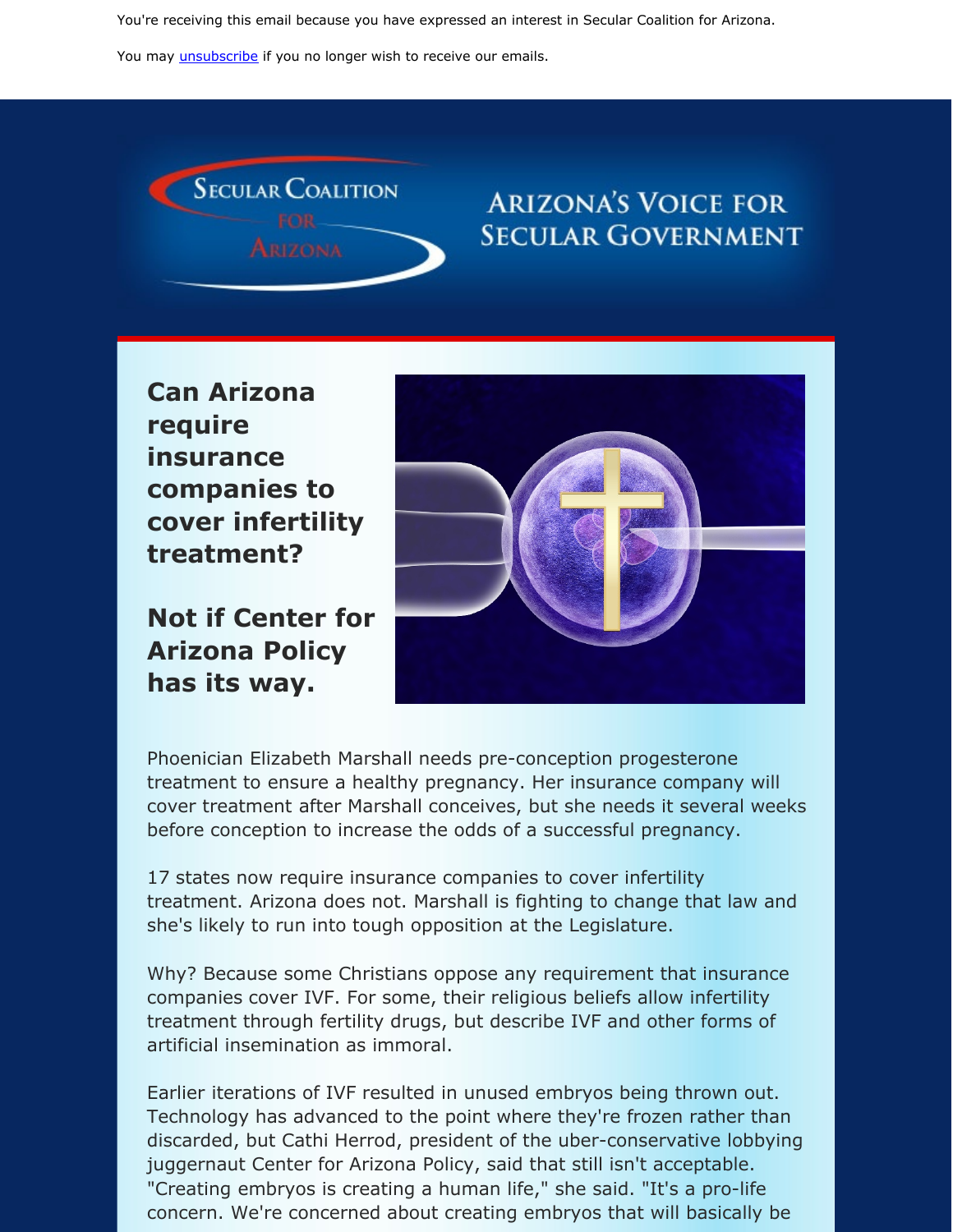You're receiving this email because you have expressed an interest in Secular Coalition for Arizona.

You may [unsubscribe] if you no longer wish to receive our emails.

Secular Coalition for Arizona

Arizona's Voice for Secular Government

## Can Arizona require insurance companies to cover infertility treatment?

## Not if Center for Arizona Policy has its way.

Phoenician Elizabeth Marshall needs pre-conception progesterone treatment to ensure a healthy pregnancy. Her insurance company will cover treatment after Marshall conceives, but she needs it several weeks before conception to increase the odds of a successful pregnancy.

17 states now require insurance companies to cover infertility treatment. Arizona does not. Marshall is fighting to change that law and she's likely to run into tough opposition at the Legislature.

Why? Because some Christians oppose any requirement that insurance companies cover IVF. For some, their religious beliefs allow infertility treatment through fertility drugs, but describe IVF and other forms of artificial insemination as immoral.

Earlier iterations of IVF resulted in unused embryos being thrown out. Technology has advanced to the point where they're frozen rather than discarded, but Cathi Herrod, president of the uber-conservative lobbying juggernaut Center for Arizona Policy, said that still isn't acceptable. "Creating embryos is creating a human life," she said. "It's a pro-life concern. We're concerned about creating embryos that will basically be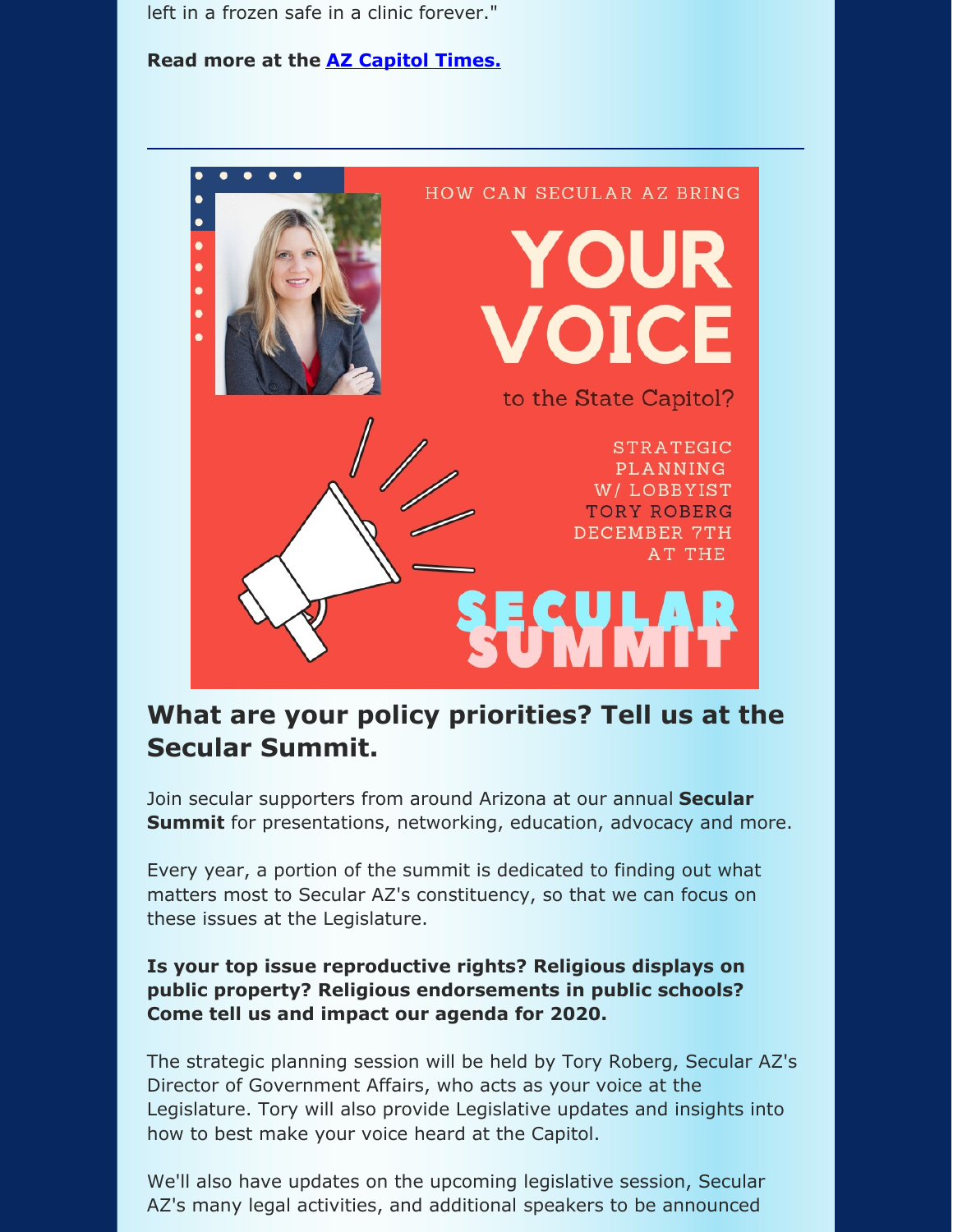left in a frozen safe in a clinic forever."

**Read more at the [AZ Capitol Times.]()**

---

HOW CAN SECULAR AZ BRING YOUR VOICE to the State Capitol?

STRATEGIC PLANNING W/ LOBBYIST TORY ROBERG DECEMBER 7TH AT THE SECULAR SUMMIT

## What are your policy priorities? Tell us at the Secular Summit.

Join secular supporters from around Arizona at our annual **Secular Summit** for presentations, networking, education, advocacy and more.

Every year, a portion of the summit is dedicated to finding out what matters most to Secular AZ's constituency, so that we can focus on these issues at the Legislature.

**Is your top issue reproductive rights? Religious displays on public property? Religious endorsements in public schools? Come tell us and impact our agenda for 2020.**

The strategic planning session will be held by Tory Roberg, Secular AZ's Director of Government Affairs, who acts as your voice at the Legislature. Tory will also provide Legislative updates and insights into how to best make your voice heard at the Capitol.

We'll also have updates on the upcoming legislative session, Secular AZ's many legal activities, and additional speakers to be announced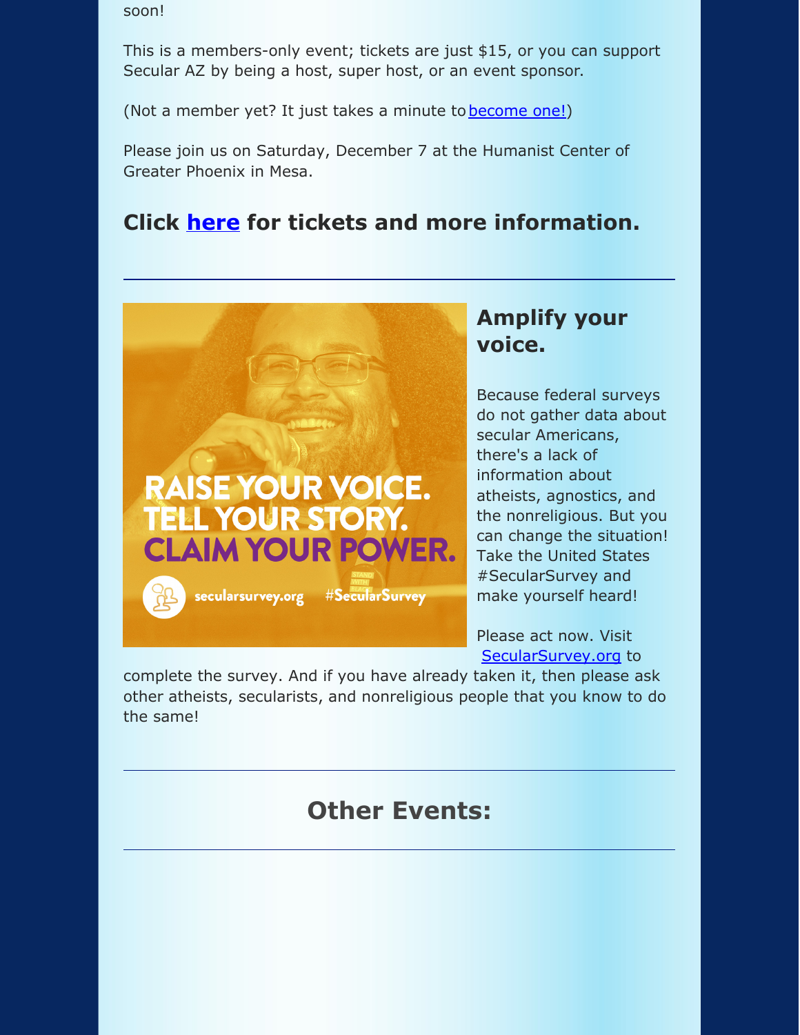soon!

This is a members-only event; tickets are just $15, or you can support Secular AZ by being a host, super host, or an event sponsor.

(Not a member yet? It just takes a minute to become one!)

Please join us on Saturday, December 7 at the Humanist Center of Greater Phoenix in Mesa.

### Click here for tickets and more information.

---

### Amplify your voice.

Because federal surveys do not gather data about secular Americans, there's a lack of information about atheists, agnostics, and the nonreligious. But you can change the situation! Take the United States #SecularSurvey and make yourself heard!

Please act now. Visit SecularSurvey.org to complete the survey. And if you have already taken it, then please ask other atheists, secularists, and nonreligious people that you know to do the same!

---

## Other Events:

---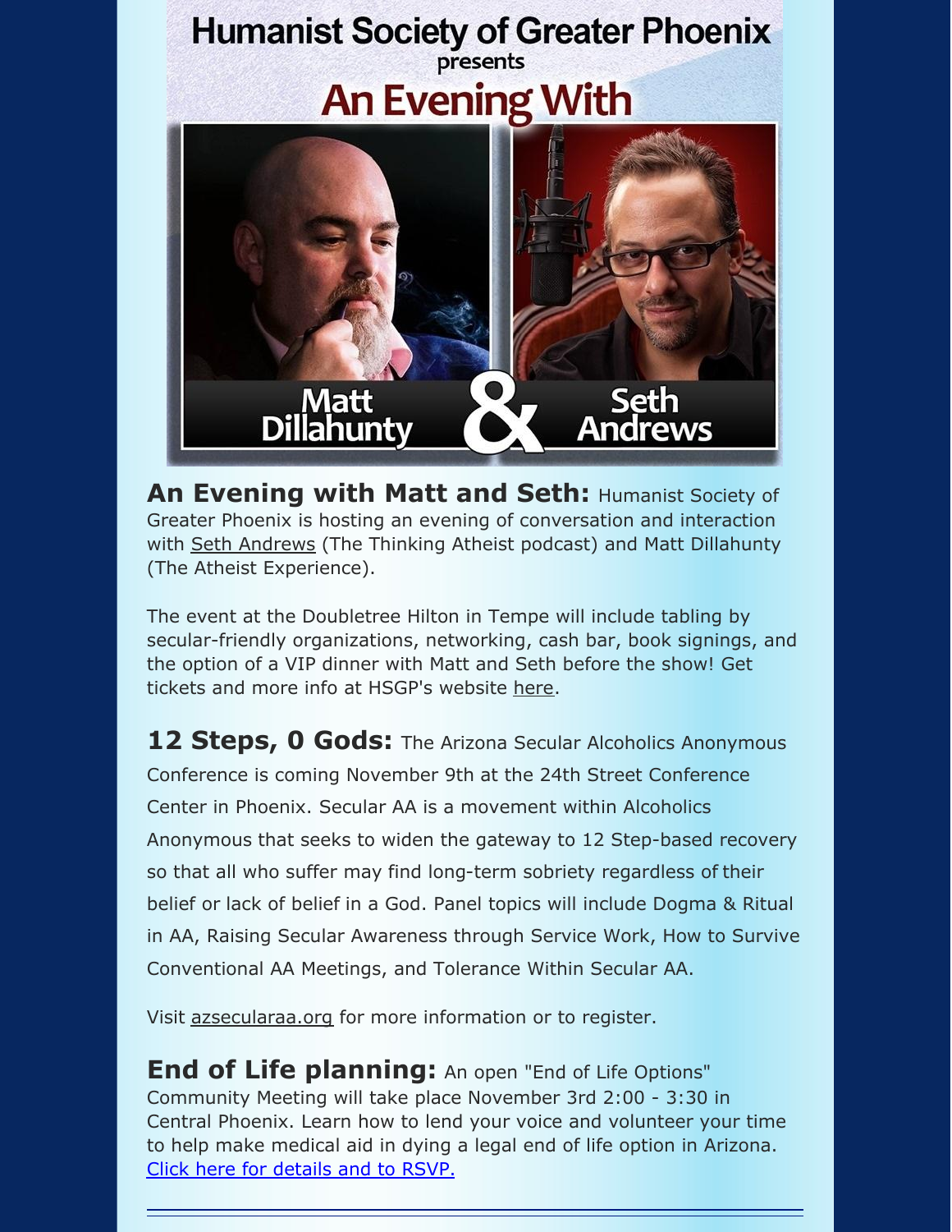Humanist Society of Greater Phoenix presents

An Evening With

Matt Dillahunty & Seth Andrews

**An Evening with Matt and Seth:** Humanist Society of Greater Phoenix is hosting an evening of conversation and interaction with Seth Andrews (The Thinking Atheist podcast) and Matt Dillahunty (The Atheist Experience).

The event at the Doubletree Hilton in Tempe will include tabling by secular-friendly organizations, networking, cash bar, book signings, and the option of a VIP dinner with Matt and Seth before the show! Get tickets and more info at HSGP's website here.

**12 Steps, 0 Gods:** The Arizona Secular Alcoholics Anonymous Conference is coming November 9th at the 24th Street Conference Center in Phoenix. Secular AA is a movement within Alcoholics Anonymous that seeks to widen the gateway to 12 Step-based recovery so that all who suffer may find long-term sobriety regardless of their belief or lack of belief in a God. Panel topics will include Dogma & Ritual in AA, Raising Secular Awareness through Service Work, How to Survive Conventional AA Meetings, and Tolerance Within Secular AA.

Visit azsecularaa.org for more information or to register.

**End of Life planning:** An open "End of Life Options" Community Meeting will take place November 3rd 2:00 - 3:30 in Central Phoenix. Learn how to lend your voice and volunteer your time to help make medical aid in dying a legal end of life option in Arizona. Click here for details and to RSVP.

---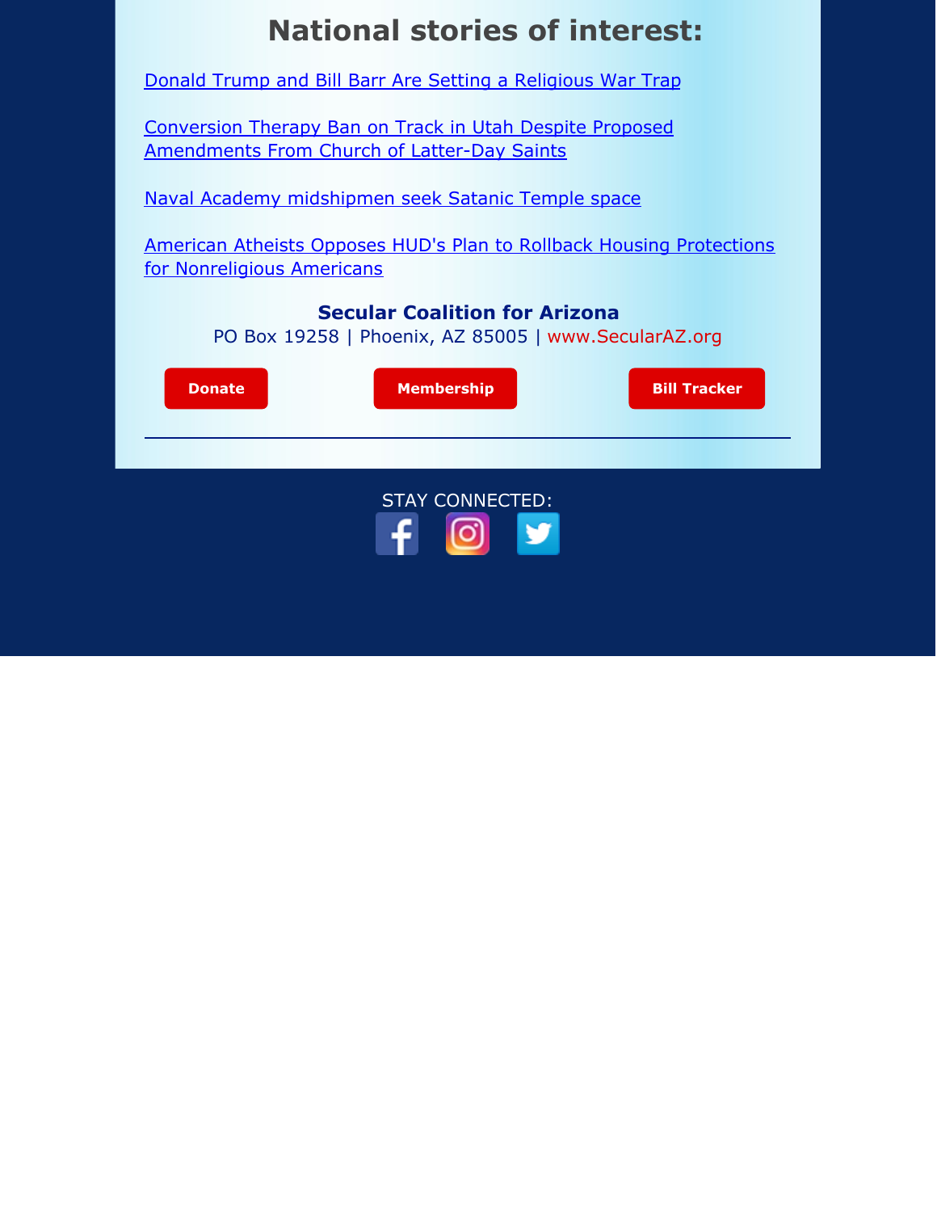# National stories of interest:

[Donald Trump and Bill Barr Are Setting a Religious War Trap]

[Conversion Therapy Ban on Track in Utah Despite Proposed Amendments From Church of Latter-Day Saints]

[Naval Academy midshipmen seek Satanic Temple space]

[American Atheists Opposes HUD's Plan to Rollback Housing Protections for Nonreligious Americans]

**Secular Coalition for Arizona**
PO Box 19258 | Phoenix, AZ 85005 | www.SecularAZ.org

Donate | Membership | Bill Tracker

---

STAY CONNECTED: